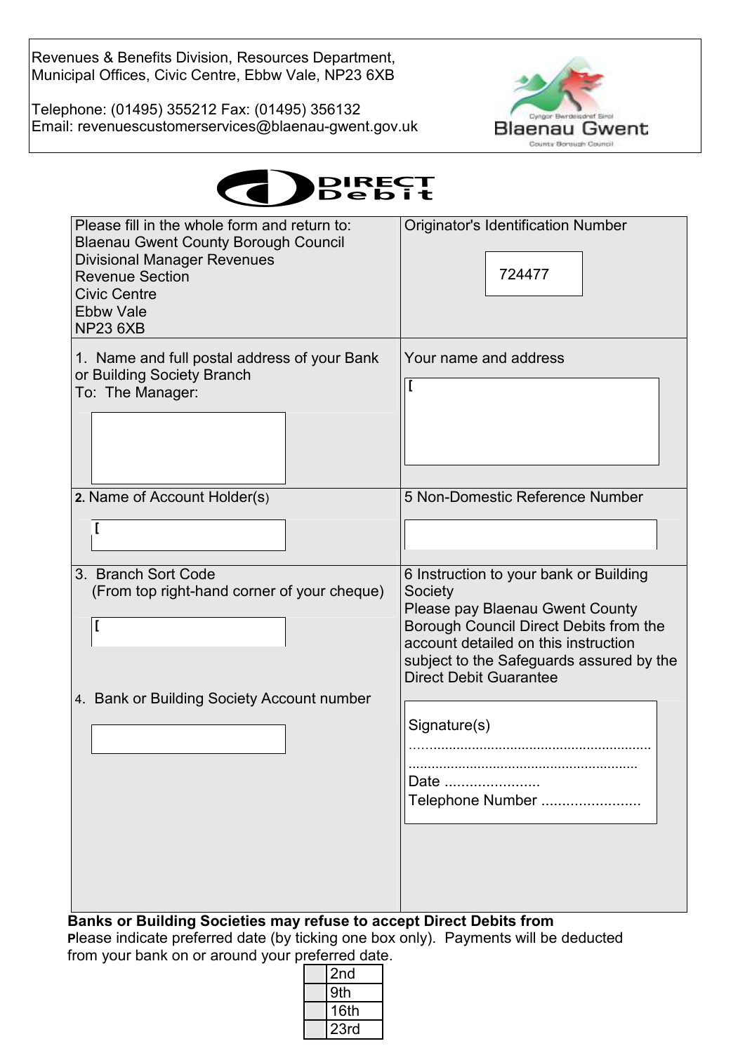Revenues & Benefits Division, Resources Department,
Municipal Offices, Civic Centre, Ebbw Vale, NP23 6XB

Telephone: (01495) 355212 Fax: (01495) 356132
Email: revenuescustomerservices@blaenau-gwent.gov.uk

Cyngor Bwrdeistref Sirol
Blaenau Gwent
County Borough Council

# DIRECT Debit

| Please fill in the whole form and return to:<br>Blaenau Gwent County Borough Council<br>Divisional Manager Revenues<br>Revenue Section<br>Civic Centre<br>Ebbw Vale<br>NP23 6XB | Originator's Identification Number<br><br>724477 |
|---|---|
| 1. Name and full postal address of your Bank or Building Society Branch<br>To: The Manager: | Your name and address |
| 2. Name of Account Holder(s) | 5 Non-Domestic Reference Number |
| 3. Branch Sort Code<br>(From top right-hand corner of your cheque)<br><br>4. Bank or Building Society Account number | 6 Instruction to your bank or Building Society<br>Please pay Blaenau Gwent County Borough Council Direct Debits from the account detailed on this instruction subject to the Safeguards assured by the Direct Debit Guarantee<br><br>Signature(s)<br>..........................................................<br>..........................................................<br>Date .......................<br>Telephone Number ........................ |

**Banks or Building Societies may refuse to accept Direct Debits from**

Please indicate preferred date (by ticking one box only). Payments will be deducted from your bank on or around your preferred date.

| | |
|---|---|
| | 2nd |
| | 9th |
| | 16th |
| | 23rd |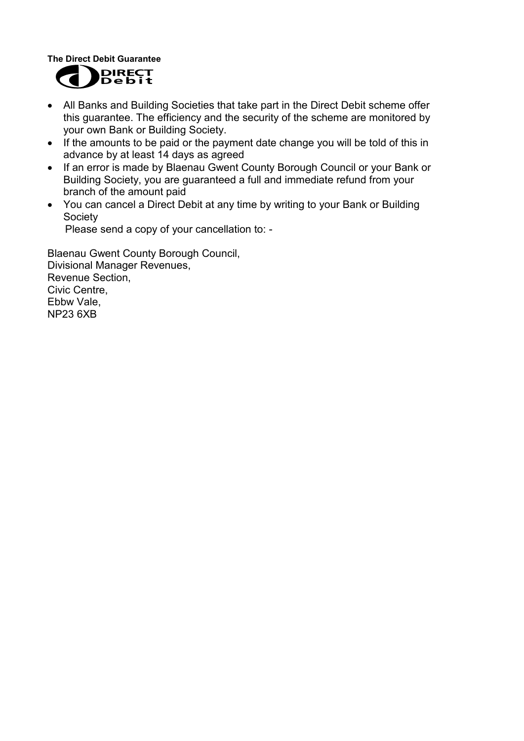**The Direct Debit Guarantee**

- All Banks and Building Societies that take part in the Direct Debit scheme offer this guarantee. The efficiency and the security of the scheme are monitored by your own Bank or Building Society.
- If the amounts to be paid or the payment date change you will be told of this in advance by at least 14 days as agreed
- If an error is made by Blaenau Gwent County Borough Council or your Bank or Building Society, you are guaranteed a full and immediate refund from your branch of the amount paid
- You can cancel a Direct Debit at any time by writing to your Bank or Building Society

  Please send a copy of your cancellation to: -

Blaenau Gwent County Borough Council,
Divisional Manager Revenues,
Revenue Section,
Civic Centre,
Ebbw Vale,
NP23 6XB